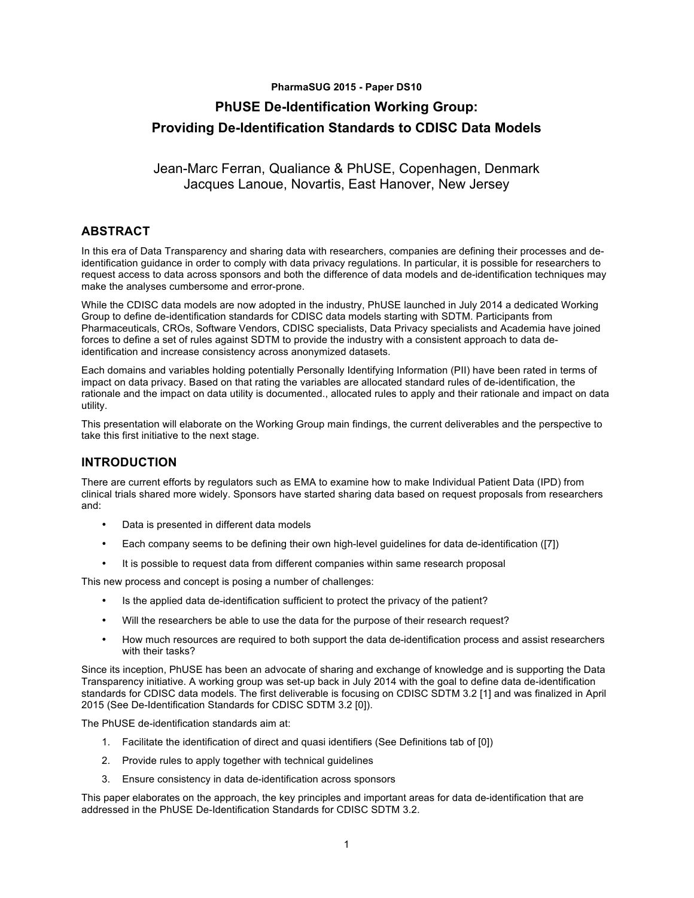**PharmaSUG 2015 - Paper DS10**

# PhUSE De-Identification Working Group: Providing De-Identification Standards to CDISC Data Models

Jean-Marc Ferran, Qualiance & PhUSE, Copenhagen, Denmark
Jacques Lanoue, Novartis, East Hanover, New Jersey

## ABSTRACT

In this era of Data Transparency and sharing data with researchers, companies are defining their processes and de-identification guidance in order to comply with data privacy regulations. In particular, it is possible for researchers to request access to data across sponsors and both the difference of data models and de-identification techniques may make the analyses cumbersome and error-prone.

While the CDISC data models are now adopted in the industry, PhUSE launched in July 2014 a dedicated Working Group to define de-identification standards for CDISC data models starting with SDTM. Participants from Pharmaceuticals, CROs, Software Vendors, CDISC specialists, Data Privacy specialists and Academia have joined forces to define a set of rules against SDTM to provide the industry with a consistent approach to data de-identification and increase consistency across anonymized datasets.

Each domains and variables holding potentially Personally Identifying Information (PII) have been rated in terms of impact on data privacy. Based on that rating the variables are allocated standard rules of de-identification, the rationale and the impact on data utility is documented., allocated rules to apply and their rationale and impact on data utility.

This presentation will elaborate on the Working Group main findings, the current deliverables and the perspective to take this first initiative to the next stage.

## INTRODUCTION

There are current efforts by regulators such as EMA to examine how to make Individual Patient Data (IPD) from clinical trials shared more widely. Sponsors have started sharing data based on request proposals from researchers and:

- Data is presented in different data models
- Each company seems to be defining their own high-level guidelines for data de-identification ([7])
- It is possible to request data from different companies within same research proposal

This new process and concept is posing a number of challenges:

- Is the applied data de-identification sufficient to protect the privacy of the patient?
- Will the researchers be able to use the data for the purpose of their research request?
- How much resources are required to both support the data de-identification process and assist researchers with their tasks?

Since its inception, PhUSE has been an advocate of sharing and exchange of knowledge and is supporting the Data Transparency initiative. A working group was set-up back in July 2014 with the goal to define data de-identification standards for CDISC data models. The first deliverable is focusing on CDISC SDTM 3.2 [1] and was finalized in April 2015 (See De-Identification Standards for CDISC SDTM 3.2 [0]).

The PhUSE de-identification standards aim at:

1. Facilitate the identification of direct and quasi identifiers (See Definitions tab of [0])
2. Provide rules to apply together with technical guidelines
3. Ensure consistency in data de-identification across sponsors

This paper elaborates on the approach, the key principles and important areas for data de-identification that are addressed in the PhUSE De-Identification Standards for CDISC SDTM 3.2.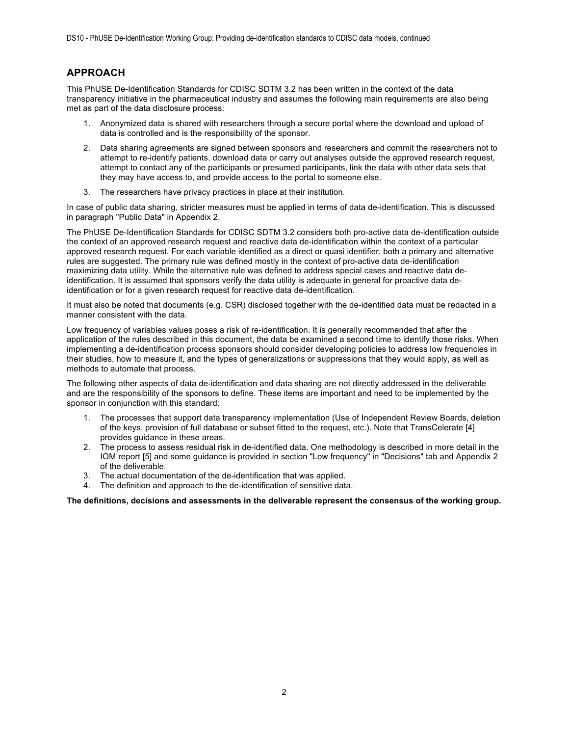## APPROACH

This PhUSE De-Identification Standards for CDISC SDTM 3.2 has been written in the context of the data transparency initiative in the pharmaceutical industry and assumes the following main requirements are also being met as part of the data disclosure process:

1. Anonymized data is shared with researchers through a secure portal where the download and upload of data is controlled and is the responsibility of the sponsor.
2. Data sharing agreements are signed between sponsors and researchers and commit the researchers not to attempt to re-identify patients, download data or carry out analyses outside the approved research request, attempt to contact any of the participants or presumed participants, link the data with other data sets that they may have access to, and provide access to the portal to someone else.
3. The researchers have privacy practices in place at their institution.

In case of public data sharing, stricter measures must be applied in terms of data de-identification. This is discussed in paragraph "Public Data" in Appendix 2.

The PhUSE De-Identification Standards for CDISC SDTM 3.2 considers both pro-active data de-identification outside the context of an approved research request and reactive data de-identification within the context of a particular approved research request. For each variable identified as a direct or quasi identifier, both a primary and alternative rules are suggested. The primary rule was defined mostly in the context of pro-active data de-identification maximizing data utility. While the alternative rule was defined to address special cases and reactive data de-identification. It is assumed that sponsors verify the data utility is adequate in general for proactive data de-identification or for a given research request for reactive data de-identification.

It must also be noted that documents (e.g. CSR) disclosed together with the de-identified data must be redacted in a manner consistent with the data.

Low frequency of variables values poses a risk of re-identification. It is generally recommended that after the application of the rules described in this document, the data be examined a second time to identify those risks. When implementing a de-identification process sponsors should consider developing policies to address low frequencies in their studies, how to measure it, and the types of generalizations or suppressions that they would apply, as well as methods to automate that process.

The following other aspects of data de-identification and data sharing are not directly addressed in the deliverable and are the responsibility of the sponsors to define. These items are important and need to be implemented by the sponsor in conjunction with this standard:

1. The processes that support data transparency implementation (Use of Independent Review Boards, deletion of the keys, provision of full database or subset fitted to the request, etc.). Note that TransCelerate [4] provides guidance in these areas.
2. The process to assess residual risk in de-identified data. One methodology is described in more detail in the IOM report [5] and some guidance is provided in section "Low frequency" in "Decisions" tab and Appendix 2 of the deliverable.
3. The actual documentation of the de-identification that was applied.
4. The definition and approach to the de-identification of sensitive data.

**The definitions, decisions and assessments in the deliverable represent the consensus of the working group.**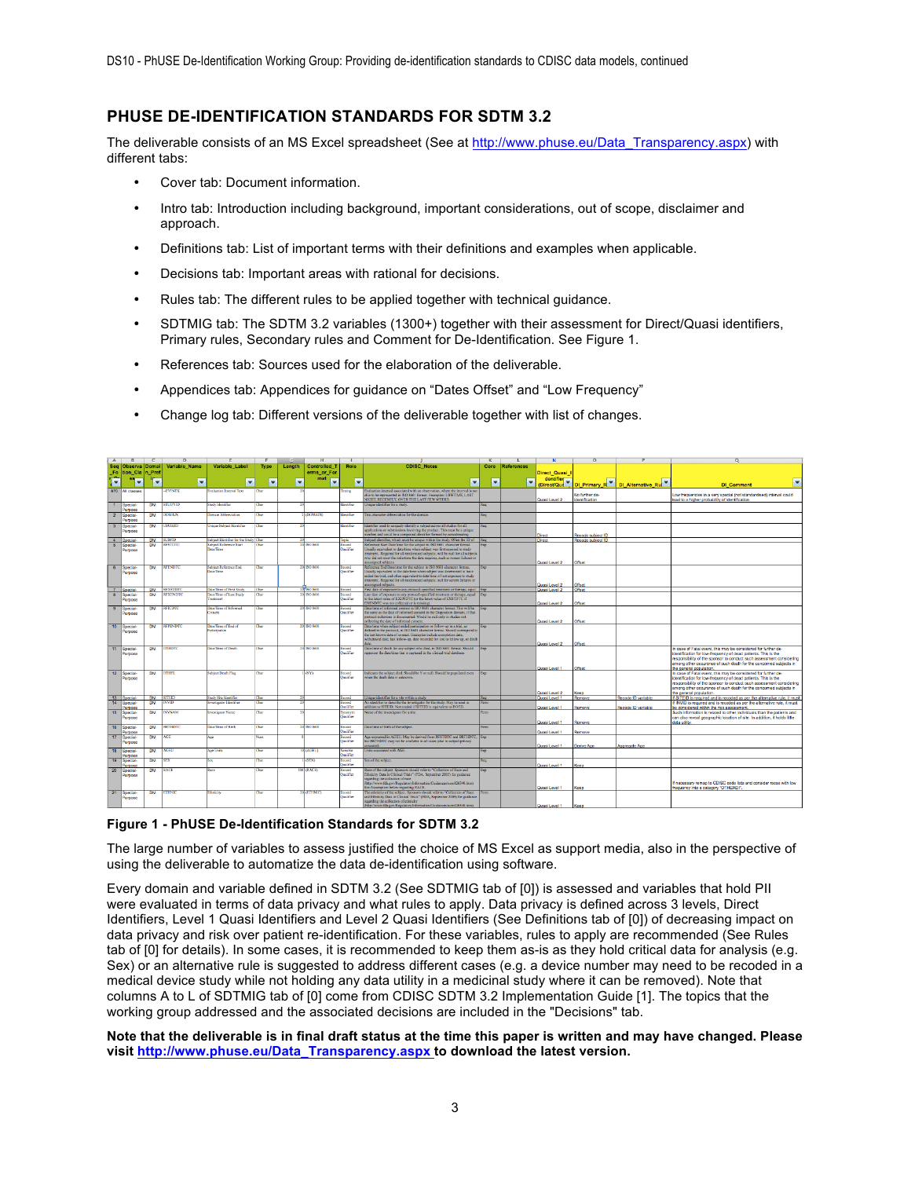## PHUSE DE-IDENTIFICATION STANDARDS FOR SDTM 3.2

The deliverable consists of an MS Excel spreadsheet (See at http://www.phuse.eu/Data_Transparency.aspx) with different tabs:

- Cover tab: Document information.
- Intro tab: Introduction including background, important considerations, out of scope, disclaimer and approach.
- Definitions tab: List of important terms with their definitions and examples when applicable.
- Decisions tab: Important areas with rational for decisions.
- Rules tab: The different rules to be applied together with technical guidance.
- SDTMIG tab: The SDTM 3.2 variables (1300+) together with their assessment for Direct/Quasi identifiers, Primary rules, Secondary rules and Comment for De-Identification. See Figure 1.
- References tab: Sources used for the elaboration of the deliverable.
- Appendices tab: Appendices for guidance on "Dates Offset" and "Low Frequency"
- Change log tab: Different versions of the deliverable together with list of changes.

**Figure 1 - PhUSE De-Identification Standards for SDTM 3.2**

The large number of variables to assess justified the choice of MS Excel as support media, also in the perspective of using the deliverable to automatize the data de-identification using software.

Every domain and variable defined in SDTM 3.2 (See SDTMIG tab of [0]) is assessed and variables that hold PII were evaluated in terms of data privacy and what rules to apply. Data privacy is defined across 3 levels, Direct Identifiers, Level 1 Quasi Identifiers and Level 2 Quasi Identifiers (See Definitions tab of [0]) of decreasing impact on data privacy and risk over patient re-identification. For these variables, rules to apply are recommended (See Rules tab of [0] for details). In some cases, it is recommended to keep them as-is as they hold critical data for analysis (e.g. Sex) or an alternative rule is suggested to address different cases (e.g. a device number may need to be recoded in a medical device study while not holding any data utility in a medicinal study where it can be removed). Note that columns A to L of SDTMIG tab of [0] come from CDISC SDTM 3.2 Implementation Guide [1]. The topics that the working group addressed and the associated decisions are included in the "Decisions" tab.

**Note that the deliverable is in final draft status at the time this paper is written and may have changed. Please visit http://www.phuse.eu/Data_Transparency.aspx to download the latest version.**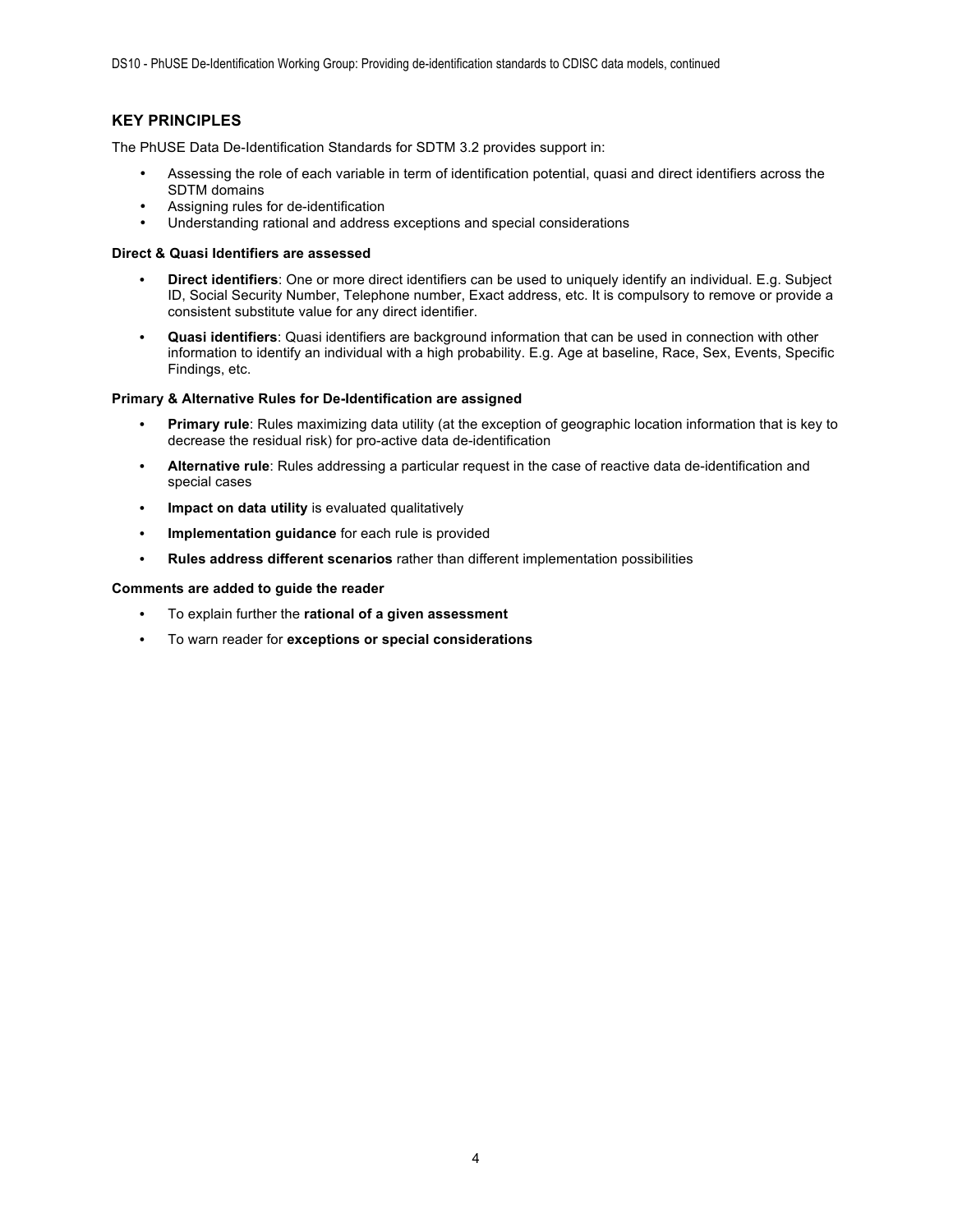## KEY PRINCIPLES

The PhUSE Data De-Identification Standards for SDTM 3.2 provides support in:

- Assessing the role of each variable in term of identification potential, quasi and direct identifiers across the SDTM domains
- Assigning rules for de-identification
- Understanding rational and address exceptions and special considerations

**Direct & Quasi Identifiers are assessed**

- **Direct identifiers**: One or more direct identifiers can be used to uniquely identify an individual. E.g. Subject ID, Social Security Number, Telephone number, Exact address, etc. It is compulsory to remove or provide a consistent substitute value for any direct identifier.
- **Quasi identifiers**: Quasi identifiers are background information that can be used in connection with other information to identify an individual with a high probability. E.g. Age at baseline, Race, Sex, Events, Specific Findings, etc.

**Primary & Alternative Rules for De-Identification are assigned**

- **Primary rule**: Rules maximizing data utility (at the exception of geographic location information that is key to decrease the residual risk) for pro-active data de-identification
- **Alternative rule**: Rules addressing a particular request in the case of reactive data de-identification and special cases
- **Impact on data utility** is evaluated qualitatively
- **Implementation guidance** for each rule is provided
- **Rules address different scenarios** rather than different implementation possibilities

**Comments are added to guide the reader**

- To explain further the **rational of a given assessment**
- To warn reader for **exceptions or special considerations**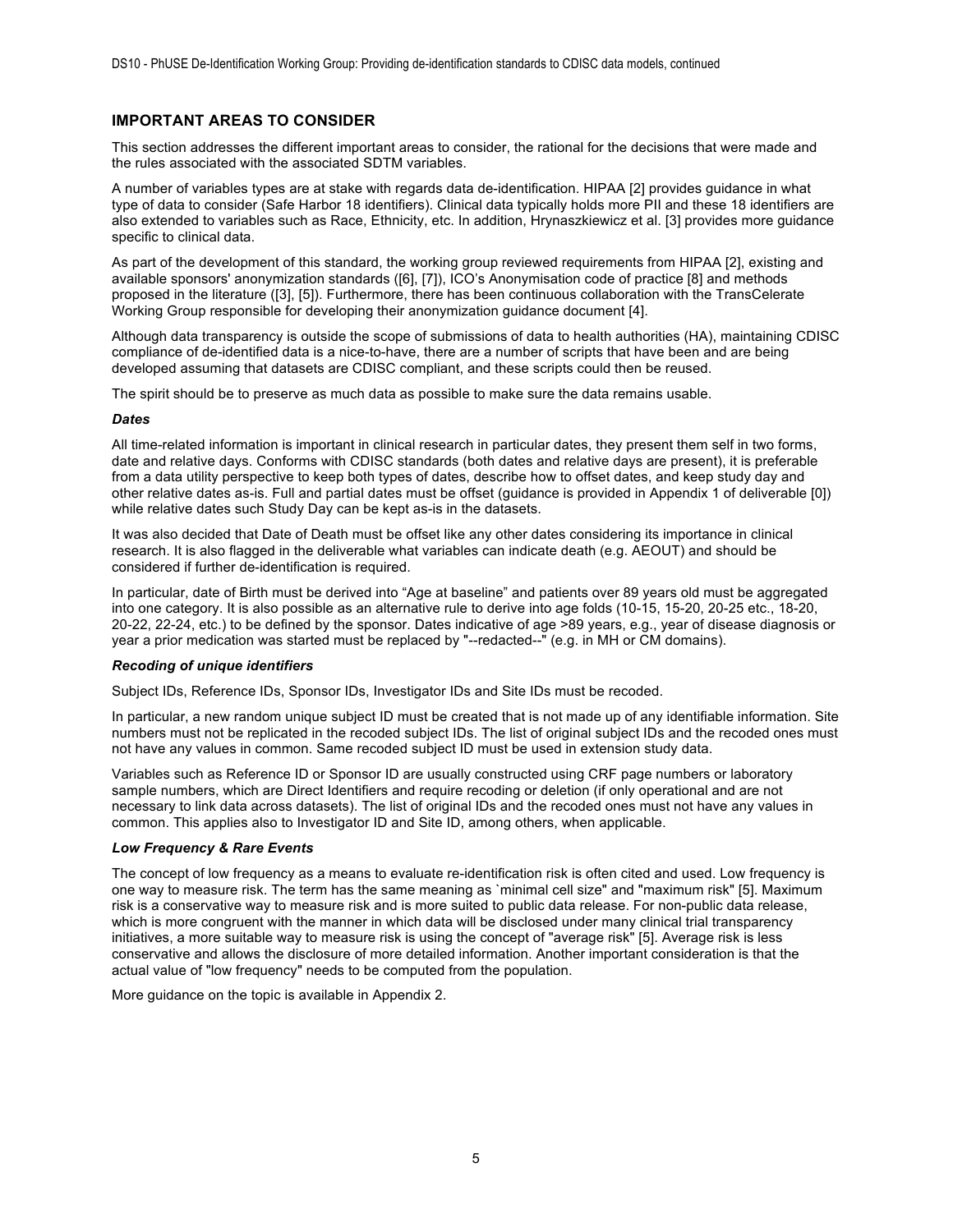## IMPORTANT AREAS TO CONSIDER

This section addresses the different important areas to consider, the rational for the decisions that were made and the rules associated with the associated SDTM variables.

A number of variables types are at stake with regards data de-identification. HIPAA [2] provides guidance in what type of data to consider (Safe Harbor 18 identifiers). Clinical data typically holds more PII and these 18 identifiers are also extended to variables such as Race, Ethnicity, etc. In addition, Hrynaszkiewicz et al. [3] provides more guidance specific to clinical data.

As part of the development of this standard, the working group reviewed requirements from HIPAA [2], existing and available sponsors' anonymization standards ([6], [7]), ICO's Anonymisation code of practice [8] and methods proposed in the literature ([3], [5]). Furthermore, there has been continuous collaboration with the TransCelerate Working Group responsible for developing their anonymization guidance document [4].

Although data transparency is outside the scope of submissions of data to health authorities (HA), maintaining CDISC compliance of de-identified data is a nice-to-have, there are a number of scripts that have been and are being developed assuming that datasets are CDISC compliant, and these scripts could then be reused.

The spirit should be to preserve as much data as possible to make sure the data remains usable.

### *Dates*

All time-related information is important in clinical research in particular dates, they present them self in two forms, date and relative days. Conforms with CDISC standards (both dates and relative days are present), it is preferable from a data utility perspective to keep both types of dates, describe how to offset dates, and keep study day and other relative dates as-is. Full and partial dates must be offset (guidance is provided in Appendix 1 of deliverable [0]) while relative dates such Study Day can be kept as-is in the datasets.

It was also decided that Date of Death must be offset like any other dates considering its importance in clinical research. It is also flagged in the deliverable what variables can indicate death (e.g. AEOUT) and should be considered if further de-identification is required.

In particular, date of Birth must be derived into "Age at baseline" and patients over 89 years old must be aggregated into one category. It is also possible as an alternative rule to derive into age folds (10-15, 15-20, 20-25 etc., 18-20, 20-22, 22-24, etc.) to be defined by the sponsor. Dates indicative of age >89 years, e.g., year of disease diagnosis or year a prior medication was started must be replaced by "--redacted--" (e.g. in MH or CM domains).

### *Recoding of unique identifiers*

Subject IDs, Reference IDs, Sponsor IDs, Investigator IDs and Site IDs must be recoded.

In particular, a new random unique subject ID must be created that is not made up of any identifiable information. Site numbers must not be replicated in the recoded subject IDs. The list of original subject IDs and the recoded ones must not have any values in common. Same recoded subject ID must be used in extension study data.

Variables such as Reference ID or Sponsor ID are usually constructed using CRF page numbers or laboratory sample numbers, which are Direct Identifiers and require recoding or deletion (if only operational and are not necessary to link data across datasets). The list of original IDs and the recoded ones must not have any values in common. This applies also to Investigator ID and Site ID, among others, when applicable.

### *Low Frequency & Rare Events*

The concept of low frequency as a means to evaluate re-identification risk is often cited and used. Low frequency is one way to measure risk. The term has the same meaning as `minimal cell size" and "maximum risk" [5]. Maximum risk is a conservative way to measure risk and is more suited to public data release. For non-public data release, which is more congruent with the manner in which data will be disclosed under many clinical trial transparency initiatives, a more suitable way to measure risk is using the concept of "average risk" [5]. Average risk is less conservative and allows the disclosure of more detailed information. Another important consideration is that the actual value of "low frequency" needs to be computed from the population.

More guidance on the topic is available in Appendix 2.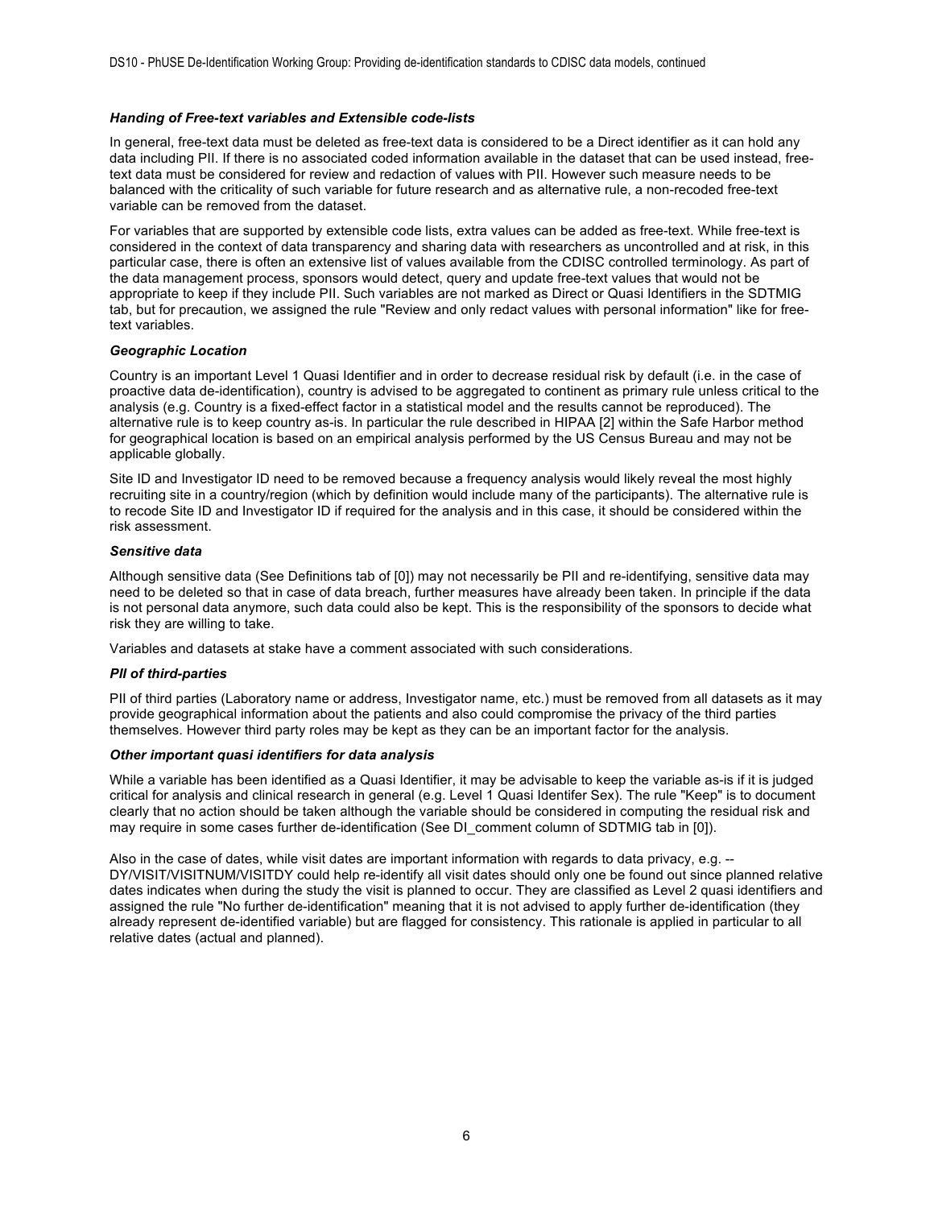*Handing of Free-text variables and Extensible code-lists*

In general, free-text data must be deleted as free-text data is considered to be a Direct identifier as it can hold any data including PII. If there is no associated coded information available in the dataset that can be used instead, free-text data must be considered for review and redaction of values with PII. However such measure needs to be balanced with the criticality of such variable for future research and as alternative rule, a non-recoded free-text variable can be removed from the dataset.

For variables that are supported by extensible code lists, extra values can be added as free-text. While free-text is considered in the context of data transparency and sharing data with researchers as uncontrolled and at risk, in this particular case, there is often an extensive list of values available from the CDISC controlled terminology. As part of the data management process, sponsors would detect, query and update free-text values that would not be appropriate to keep if they include PII. Such variables are not marked as Direct or Quasi Identifiers in the SDTMIG tab, but for precaution, we assigned the rule "Review and only redact values with personal information" like for free-text variables.

*Geographic Location*

Country is an important Level 1 Quasi Identifier and in order to decrease residual risk by default (i.e. in the case of proactive data de-identification), country is advised to be aggregated to continent as primary rule unless critical to the analysis (e.g. Country is a fixed-effect factor in a statistical model and the results cannot be reproduced). The alternative rule is to keep country as-is. In particular the rule described in HIPAA [2] within the Safe Harbor method for geographical location is based on an empirical analysis performed by the US Census Bureau and may not be applicable globally.

Site ID and Investigator ID need to be removed because a frequency analysis would likely reveal the most highly recruiting site in a country/region (which by definition would include many of the participants). The alternative rule is to recode Site ID and Investigator ID if required for the analysis and in this case, it should be considered within the risk assessment.

*Sensitive data*

Although sensitive data (See Definitions tab of [0]) may not necessarily be PII and re-identifying, sensitive data may need to be deleted so that in case of data breach, further measures have already been taken. In principle if the data is not personal data anymore, such data could also be kept. This is the responsibility of the sponsors to decide what risk they are willing to take.

Variables and datasets at stake have a comment associated with such considerations.

*PII of third-parties*

PII of third parties (Laboratory name or address, Investigator name, etc.) must be removed from all datasets as it may provide geographical information about the patients and also could compromise the privacy of the third parties themselves. However third party roles may be kept as they can be an important factor for the analysis.

*Other important quasi identifiers for data analysis*

While a variable has been identified as a Quasi Identifier, it may be advisable to keep the variable as-is if it is judged critical for analysis and clinical research in general (e.g. Level 1 Quasi Identifer Sex). The rule "Keep" is to document clearly that no action should be taken although the variable should be considered in computing the residual risk and may require in some cases further de-identification (See DI_comment column of SDTMIG tab in [0]).

Also in the case of dates, while visit dates are important information with regards to data privacy, e.g. --DY/VISIT/VISITNUM/VISITDY could help re-identify all visit dates should only one be found out since planned relative dates indicates when during the study the visit is planned to occur. They are classified as Level 2 quasi identifiers and assigned the rule "No further de-identification" meaning that it is not advised to apply further de-identification (they already represent de-identified variable) but are flagged for consistency. This rationale is applied in particular to all relative dates (actual and planned).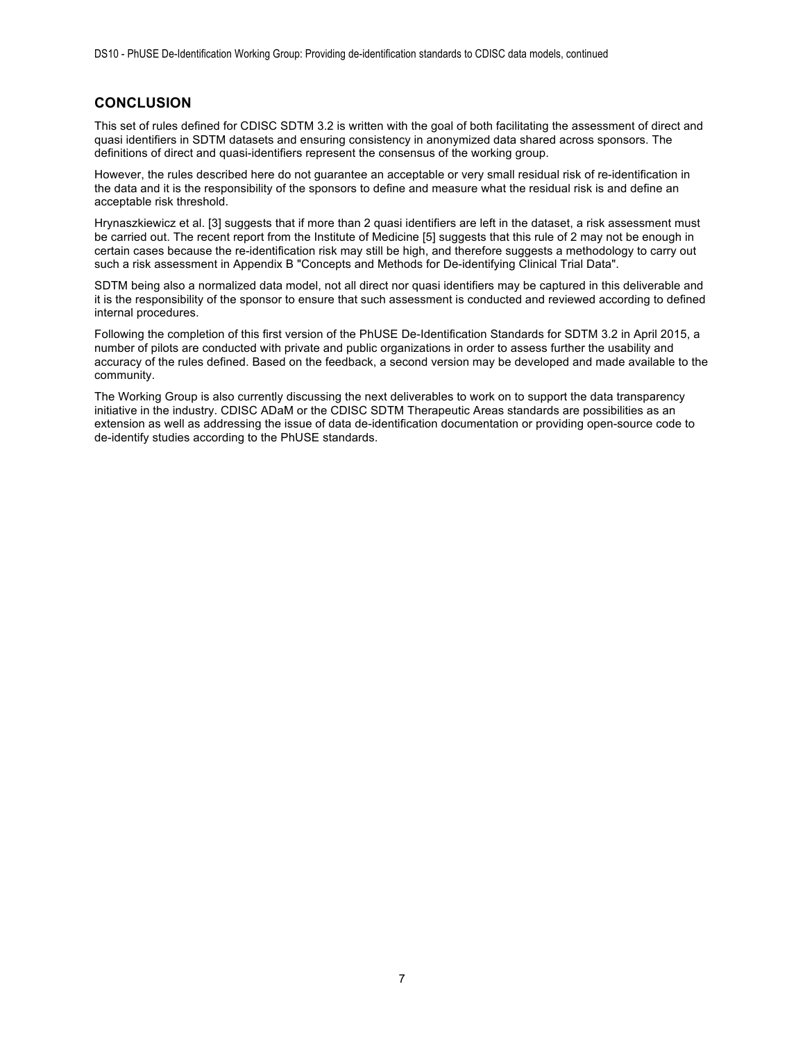## CONCLUSION

This set of rules defined for CDISC SDTM 3.2 is written with the goal of both facilitating the assessment of direct and quasi identifiers in SDTM datasets and ensuring consistency in anonymized data shared across sponsors. The definitions of direct and quasi-identifiers represent the consensus of the working group.

However, the rules described here do not guarantee an acceptable or very small residual risk of re-identification in the data and it is the responsibility of the sponsors to define and measure what the residual risk is and define an acceptable risk threshold.

Hrynaszkiewicz et al. [3] suggests that if more than 2 quasi identifiers are left in the dataset, a risk assessment must be carried out. The recent report from the Institute of Medicine [5] suggests that this rule of 2 may not be enough in certain cases because the re-identification risk may still be high, and therefore suggests a methodology to carry out such a risk assessment in Appendix B "Concepts and Methods for De-identifying Clinical Trial Data".

SDTM being also a normalized data model, not all direct nor quasi identifiers may be captured in this deliverable and it is the responsibility of the sponsor to ensure that such assessment is conducted and reviewed according to defined internal procedures.

Following the completion of this first version of the PhUSE De-Identification Standards for SDTM 3.2 in April 2015, a number of pilots are conducted with private and public organizations in order to assess further the usability and accuracy of the rules defined. Based on the feedback, a second version may be developed and made available to the community.

The Working Group is also currently discussing the next deliverables to work on to support the data transparency initiative in the industry. CDISC ADaM or the CDISC SDTM Therapeutic Areas standards are possibilities as an extension as well as addressing the issue of data de-identification documentation or providing open-source code to de-identify studies according to the PhUSE standards.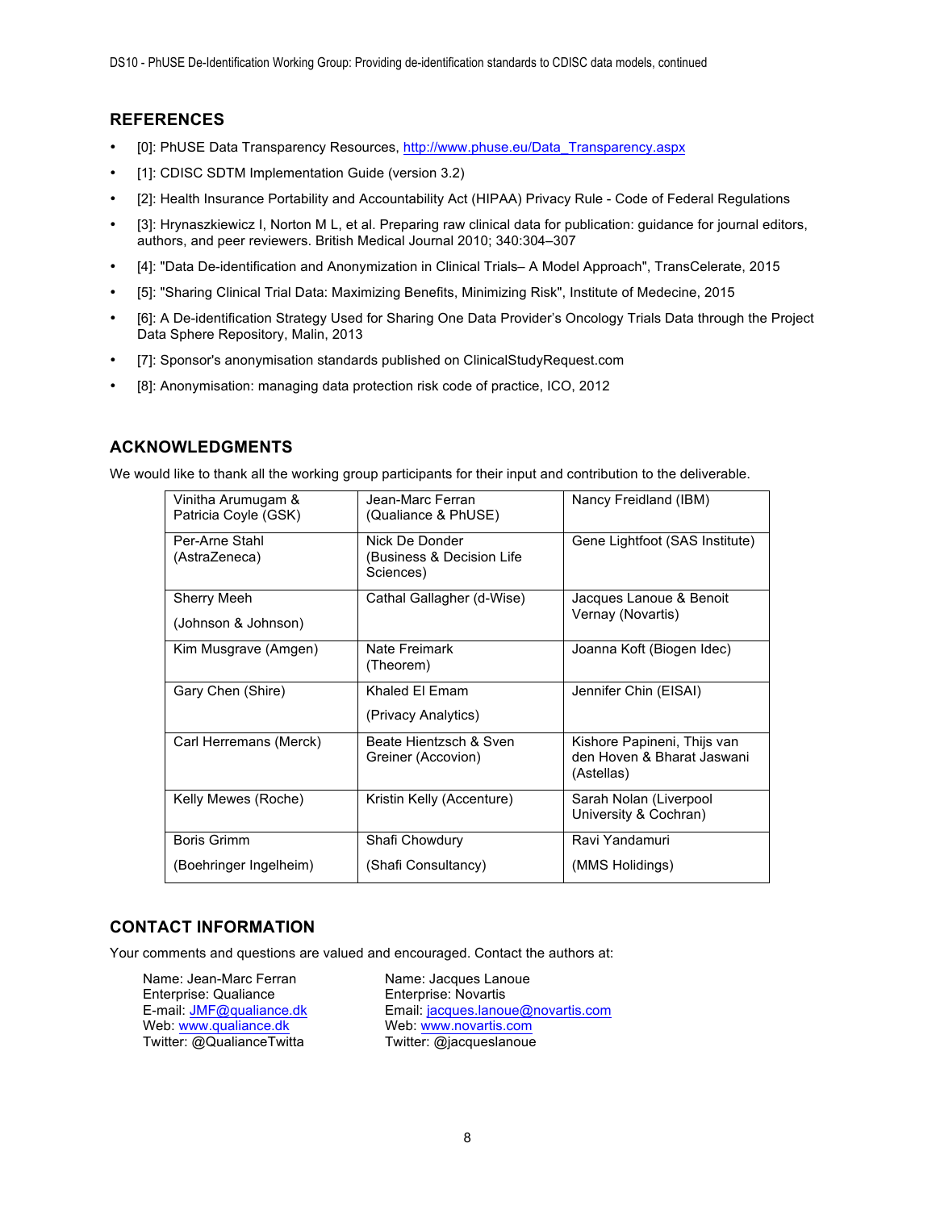## REFERENCES

- [0]: PhUSE Data Transparency Resources, http://www.phuse.eu/Data_Transparency.aspx
- [1]: CDISC SDTM Implementation Guide (version 3.2)
- [2]: Health Insurance Portability and Accountability Act (HIPAA) Privacy Rule - Code of Federal Regulations
- [3]: Hrynaszkiewicz I, Norton M L, et al. Preparing raw clinical data for publication: guidance for journal editors, authors, and peer reviewers. British Medical Journal 2010; 340:304–307
- [4]: "Data De-identification and Anonymization in Clinical Trials– A Model Approach", TransCelerate, 2015
- [5]: "Sharing Clinical Trial Data: Maximizing Benefits, Minimizing Risk", Institute of Medecine, 2015
- [6]: A De-identification Strategy Used for Sharing One Data Provider's Oncology Trials Data through the Project Data Sphere Repository, Malin, 2013
- [7]: Sponsor's anonymisation standards published on ClinicalStudyRequest.com
- [8]: Anonymisation: managing data protection risk code of practice, ICO, 2012

## ACKNOWLEDGMENTS

We would like to thank all the working group participants for their input and contribution to the deliverable.

| | | |
|---|---|---|
| Vinitha Arumugam & Patricia Coyle (GSK) | Jean-Marc Ferran (Qualiance & PhUSE) | Nancy Freidland (IBM) |
| Per-Arne Stahl (AstraZeneca) | Nick De Donder (Business & Decision Life Sciences) | Gene Lightfoot (SAS Institute) |
| Sherry Meeh (Johnson & Johnson) | Cathal Gallagher (d-Wise) | Jacques Lanoue & Benoit Vernay (Novartis) |
| Kim Musgrave (Amgen) | Nate Freimark (Theorem) | Joanna Koft (Biogen Idec) |
| Gary Chen (Shire) | Khaled El Emam (Privacy Analytics) | Jennifer Chin (EISAI) |
| Carl Herremans (Merck) | Beate Hientzsch & Sven Greiner (Accovion) | Kishore Papineni, Thijs van den Hoven & Bharat Jaswani (Astellas) |
| Kelly Mewes (Roche) | Kristin Kelly (Accenture) | Sarah Nolan (Liverpool University & Cochran) |
| Boris Grimm (Boehringer Ingelheim) | Shafi Chowdury (Shafi Consultancy) | Ravi Yandamuri (MMS Holidings) |

## CONTACT INFORMATION

Your comments and questions are valued and encouraged. Contact the authors at:

Name: Jean-Marc Ferran
Enterprise: Qualiance
E-mail: JMF@qualiance.dk
Web: www.qualiance.dk
Twitter: @QualianceTwitta

Name: Jacques Lanoue
Enterprise: Novartis
Email: jacques.lanoue@novartis.com
Web: www.novartis.com
Twitter: @jacqueslanoue